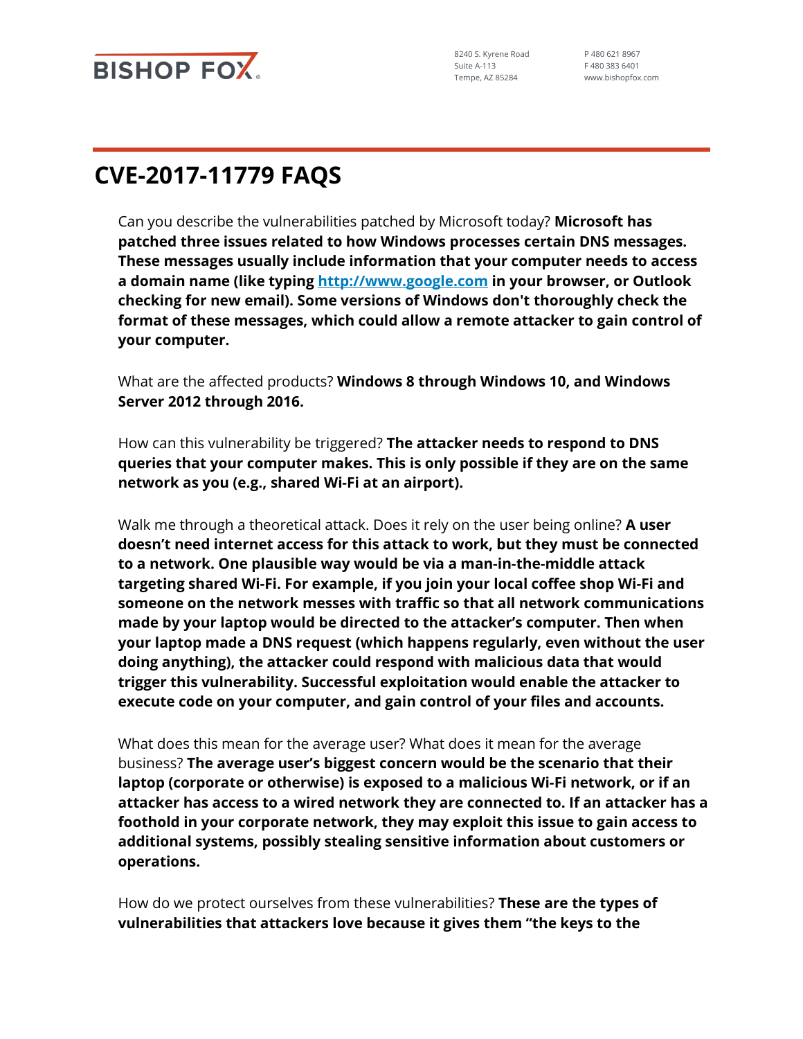BISHOP FOX

8240 S. Kyrene Road
Suite A-113
Tempe, AZ 85284

P 480 621 8967
F 480 383 6401
www.bishopfox.com

# CVE-2017-11779 FAQS

Can you describe the vulnerabilities patched by Microsoft today? **Microsoft has patched three issues related to how Windows processes certain DNS messages. These messages usually include information that your computer needs to access a domain name (like typing [http://www.google.com](http://www.google.com) in your browser, or Outlook checking for new email). Some versions of Windows don't thoroughly check the format of these messages, which could allow a remote attacker to gain control of your computer.**

What are the affected products? **Windows 8 through Windows 10, and Windows Server 2012 through 2016.**

How can this vulnerability be triggered? **The attacker needs to respond to DNS queries that your computer makes. This is only possible if they are on the same network as you (e.g., shared Wi-Fi at an airport).**

Walk me through a theoretical attack. Does it rely on the user being online? **A user doesn't need internet access for this attack to work, but they must be connected to a network. One plausible way would be via a man-in-the-middle attack targeting shared Wi-Fi. For example, if you join your local coffee shop Wi-Fi and someone on the network messes with traffic so that all network communications made by your laptop would be directed to the attacker's computer. Then when your laptop made a DNS request (which happens regularly, even without the user doing anything), the attacker could respond with malicious data that would trigger this vulnerability. Successful exploitation would enable the attacker to execute code on your computer, and gain control of your files and accounts.**

What does this mean for the average user? What does it mean for the average business? **The average user's biggest concern would be the scenario that their laptop (corporate or otherwise) is exposed to a malicious Wi-Fi network, or if an attacker has access to a wired network they are connected to. If an attacker has a foothold in your corporate network, they may exploit this issue to gain access to additional systems, possibly stealing sensitive information about customers or operations.**

How do we protect ourselves from these vulnerabilities? **These are the types of vulnerabilities that attackers love because it gives them "the keys to the**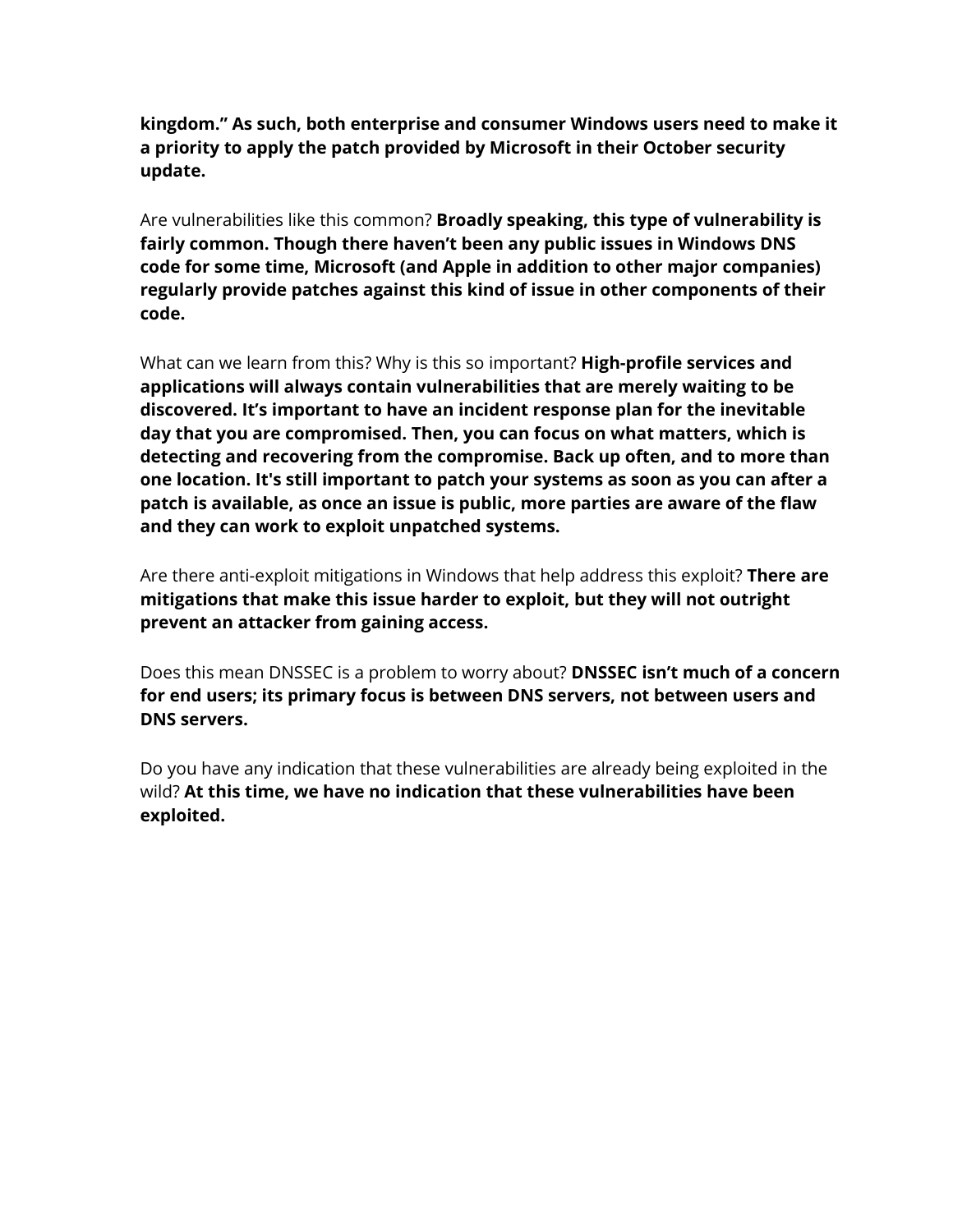**kingdom." As such, both enterprise and consumer Windows users need to make it a priority to apply the patch provided by Microsoft in their October security update.**

Are vulnerabilities like this common? **Broadly speaking, this type of vulnerability is fairly common. Though there haven't been any public issues in Windows DNS code for some time, Microsoft (and Apple in addition to other major companies) regularly provide patches against this kind of issue in other components of their code.**

What can we learn from this? Why is this so important? **High-profile services and applications will always contain vulnerabilities that are merely waiting to be discovered. It's important to have an incident response plan for the inevitable day that you are compromised. Then, you can focus on what matters, which is detecting and recovering from the compromise. Back up often, and to more than one location. It's still important to patch your systems as soon as you can after a patch is available, as once an issue is public, more parties are aware of the flaw and they can work to exploit unpatched systems.**

Are there anti-exploit mitigations in Windows that help address this exploit? **There are mitigations that make this issue harder to exploit, but they will not outright prevent an attacker from gaining access.**

Does this mean DNSSEC is a problem to worry about? **DNSSEC isn't much of a concern for end users; its primary focus is between DNS servers, not between users and DNS servers.**

Do you have any indication that these vulnerabilities are already being exploited in the wild? **At this time, we have no indication that these vulnerabilities have been exploited.**